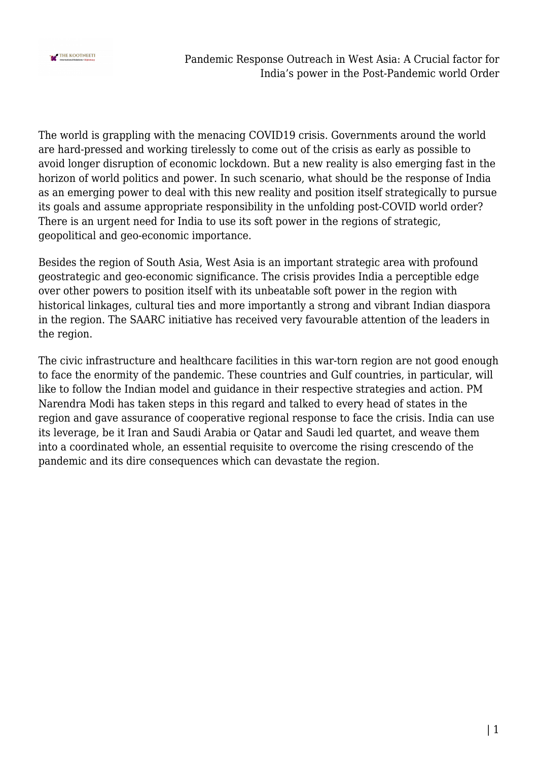The world is grappling with the menacing COVID19 crisis. Governments around the world are hard-pressed and working tirelessly to come out of the crisis as early as possible to avoid longer disruption of economic lockdown. But a new reality is also emerging fast in the horizon of world politics and power. In such scenario, what should be the response of India as an emerging power to deal with this new reality and position itself strategically to pursue its goals and assume appropriate responsibility in the unfolding post-COVID world order? There is an urgent need for India to use its soft power in the regions of strategic, geopolitical and geo-economic importance.

Besides the region of South Asia, West Asia is an important strategic area with profound geostrategic and geo-economic significance. The crisis provides India a perceptible edge over other powers to position itself with its unbeatable soft power in the region with historical linkages, cultural ties and more importantly a strong and vibrant Indian diaspora in the region. The SAARC initiative has received very favourable attention of the leaders in the region.

The civic infrastructure and healthcare facilities in this war-torn region are not good enough to face the enormity of the pandemic. These countries and Gulf countries, in particular, will like to follow the Indian model and guidance in their respective strategies and action. PM Narendra Modi has taken steps in this regard and talked to every head of states in the region and gave assurance of cooperative regional response to face the crisis. India can use its leverage, be it Iran and Saudi Arabia or Qatar and Saudi led quartet, and weave them into a coordinated whole, an essential requisite to overcome the rising crescendo of the pandemic and its dire consequences which can devastate the region.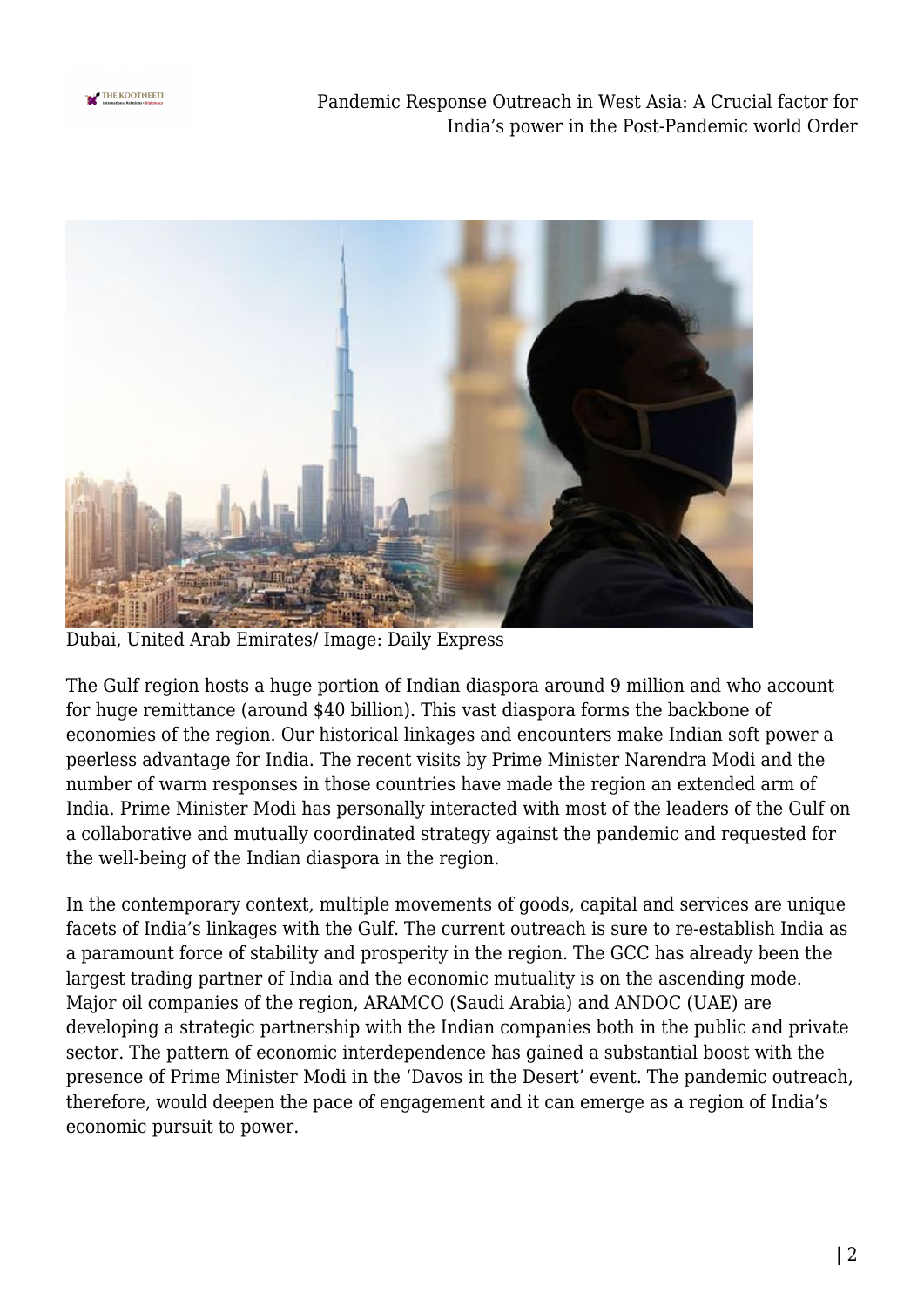Dubai, United Arab Emirates/ Image: Daily Express

The Gulf region hosts a huge portion of Indian diaspora around 9 million and who account for huge remittance (around $40 billion). This vast diaspora forms the backbone of economies of the region. Our historical linkages and encounters make Indian soft power a peerless advantage for India. The recent visits by Prime Minister Narendra Modi and the number of warm responses in those countries have made the region an extended arm of India. Prime Minister Modi has personally interacted with most of the leaders of the Gulf on a collaborative and mutually coordinated strategy against the pandemic and requested for the well-being of the Indian diaspora in the region.

In the contemporary context, multiple movements of goods, capital and services are unique facets of India's linkages with the Gulf. The current outreach is sure to re-establish India as a paramount force of stability and prosperity in the region. The GCC has already been the largest trading partner of India and the economic mutuality is on the ascending mode. Major oil companies of the region, ARAMCO (Saudi Arabia) and ANDOC (UAE) are developing a strategic partnership with the Indian companies both in the public and private sector. The pattern of economic interdependence has gained a substantial boost with the presence of Prime Minister Modi in the 'Davos in the Desert' event. The pandemic outreach, therefore, would deepen the pace of engagement and it can emerge as a region of India's economic pursuit to power.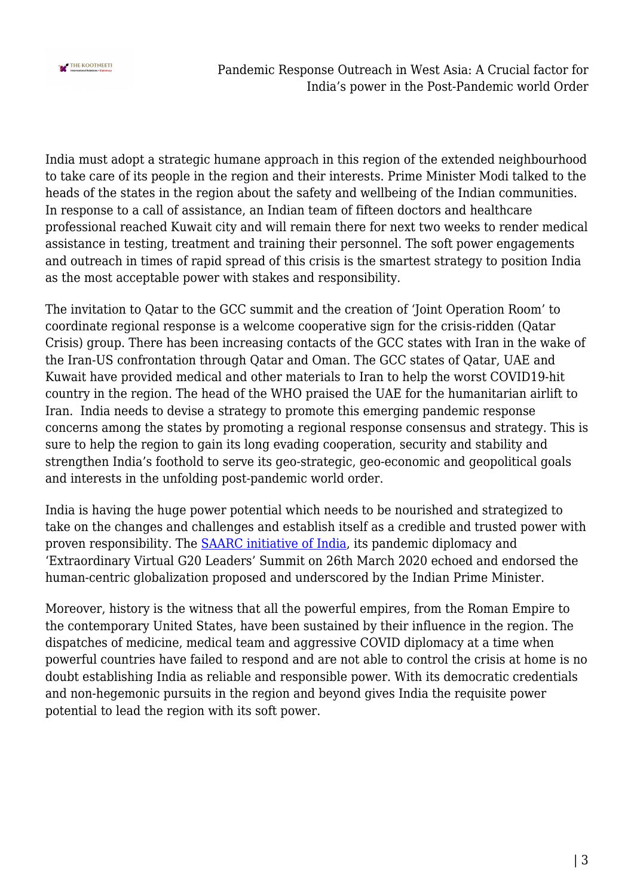India must adopt a strategic humane approach in this region of the extended neighbourhood to take care of its people in the region and their interests. Prime Minister Modi talked to the heads of the states in the region about the safety and wellbeing of the Indian communities. In response to a call of assistance, an Indian team of fifteen doctors and healthcare professional reached Kuwait city and will remain there for next two weeks to render medical assistance in testing, treatment and training their personnel. The soft power engagements and outreach in times of rapid spread of this crisis is the smartest strategy to position India as the most acceptable power with stakes and responsibility.

The invitation to Qatar to the GCC summit and the creation of 'Joint Operation Room' to coordinate regional response is a welcome cooperative sign for the crisis-ridden (Qatar Crisis) group. There has been increasing contacts of the GCC states with Iran in the wake of the Iran-US confrontation through Qatar and Oman. The GCC states of Qatar, UAE and Kuwait have provided medical and other materials to Iran to help the worst COVID19-hit country in the region. The head of the WHO praised the UAE for the humanitarian airlift to Iran. India needs to devise a strategy to promote this emerging pandemic response concerns among the states by promoting a regional response consensus and strategy. This is sure to help the region to gain its long evading cooperation, security and stability and strengthen India's foothold to serve its geo-strategic, geo-economic and geopolitical goals and interests in the unfolding post-pandemic world order.

India is having the huge power potential which needs to be nourished and strategized to take on the changes and challenges and establish itself as a credible and trusted power with proven responsibility. The SAARC initiative of India, its pandemic diplomacy and 'Extraordinary Virtual G20 Leaders' Summit on 26th March 2020 echoed and endorsed the human-centric globalization proposed and underscored by the Indian Prime Minister.

Moreover, history is the witness that all the powerful empires, from the Roman Empire to the contemporary United States, have been sustained by their influence in the region. The dispatches of medicine, medical team and aggressive COVID diplomacy at a time when powerful countries have failed to respond and are not able to control the crisis at home is no doubt establishing India as reliable and responsible power. With its democratic credentials and non-hegemonic pursuits in the region and beyond gives India the requisite power potential to lead the region with its soft power.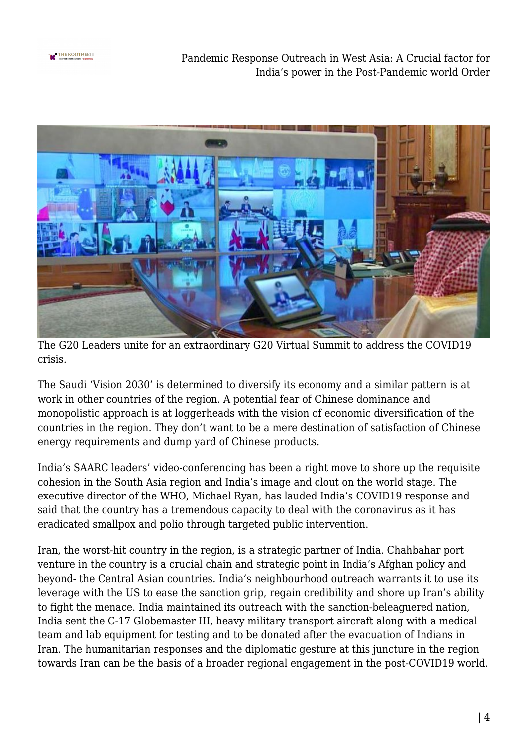The G20 Leaders unite for an extraordinary G20 Virtual Summit to address the COVID19 crisis.

The Saudi 'Vision 2030' is determined to diversify its economy and a similar pattern is at work in other countries of the region. A potential fear of Chinese dominance and monopolistic approach is at loggerheads with the vision of economic diversification of the countries in the region. They don't want to be a mere destination of satisfaction of Chinese energy requirements and dump yard of Chinese products.

India's SAARC leaders' video-conferencing has been a right move to shore up the requisite cohesion in the South Asia region and India's image and clout on the world stage. The executive director of the WHO, Michael Ryan, has lauded India's COVID19 response and said that the country has a tremendous capacity to deal with the coronavirus as it has eradicated smallpox and polio through targeted public intervention.

Iran, the worst-hit country in the region, is a strategic partner of India. Chahbahar port venture in the country is a crucial chain and strategic point in India's Afghan policy and beyond- the Central Asian countries. India's neighbourhood outreach warrants it to use its leverage with the US to ease the sanction grip, regain credibility and shore up Iran's ability to fight the menace. India maintained its outreach with the sanction-beleaguered nation, India sent the C-17 Globemaster III, heavy military transport aircraft along with a medical team and lab equipment for testing and to be donated after the evacuation of Indians in Iran. The humanitarian responses and the diplomatic gesture at this juncture in the region towards Iran can be the basis of a broader regional engagement in the post-COVID19 world.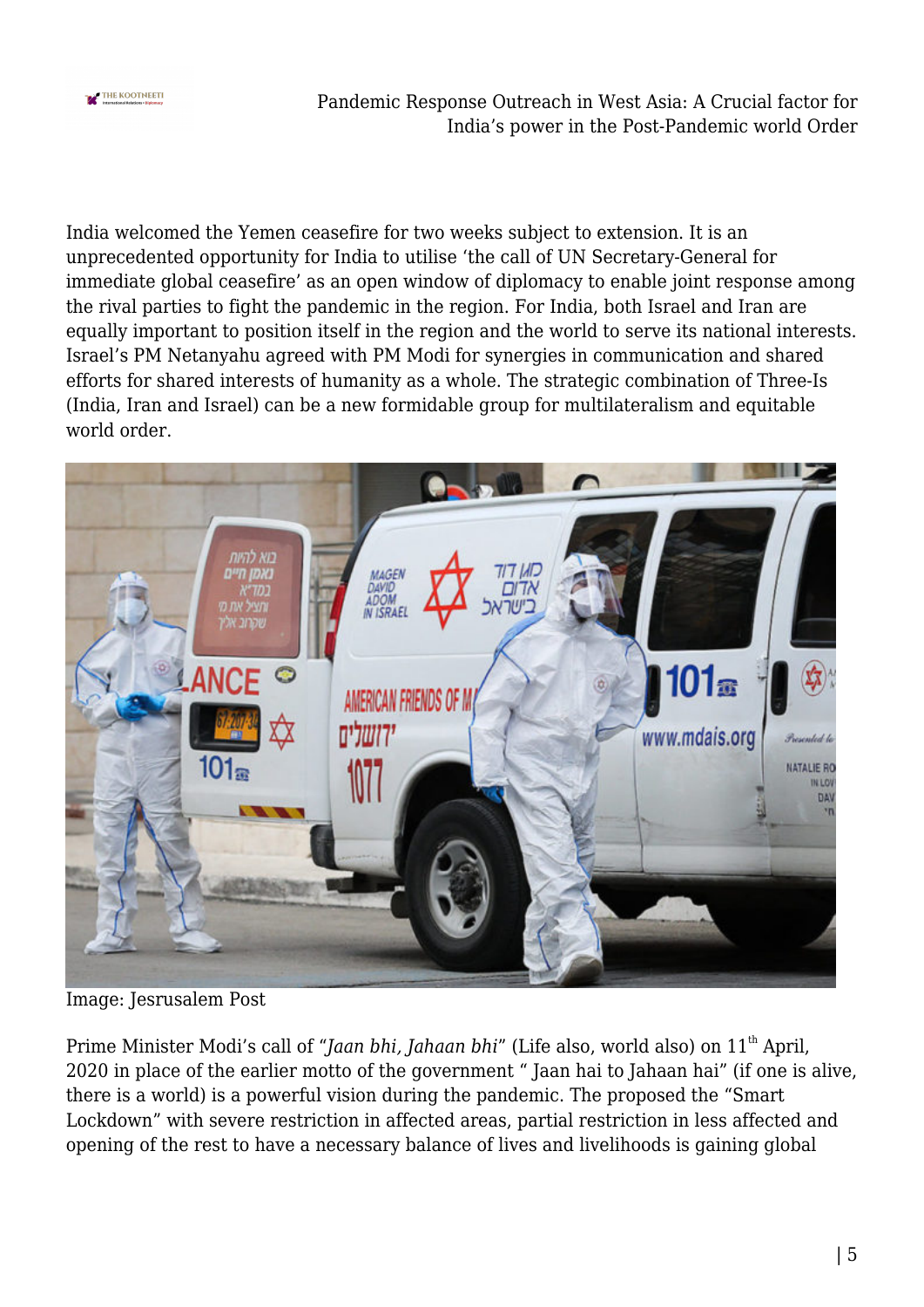India welcomed the Yemen ceasefire for two weeks subject to extension. It is an unprecedented opportunity for India to utilise 'the call of UN Secretary-General for immediate global ceasefire' as an open window of diplomacy to enable joint response among the rival parties to fight the pandemic in the region. For India, both Israel and Iran are equally important to position itself in the region and the world to serve its national interests. Israel's PM Netanyahu agreed with PM Modi for synergies in communication and shared efforts for shared interests of humanity as a whole. The strategic combination of Three-Is (India, Iran and Israel) can be a new formidable group for multilateralism and equitable world order.

Image: Jesrusalem Post

Prime Minister Modi's call of "*Jaan bhi, Jahaan bhi*" (Life also, world also) on 11th April, 2020 in place of the earlier motto of the government " Jaan hai to Jahaan hai" (if one is alive, there is a world) is a powerful vision during the pandemic. The proposed the "Smart Lockdown" with severe restriction in affected areas, partial restriction in less affected and opening of the rest to have a necessary balance of lives and livelihoods is gaining global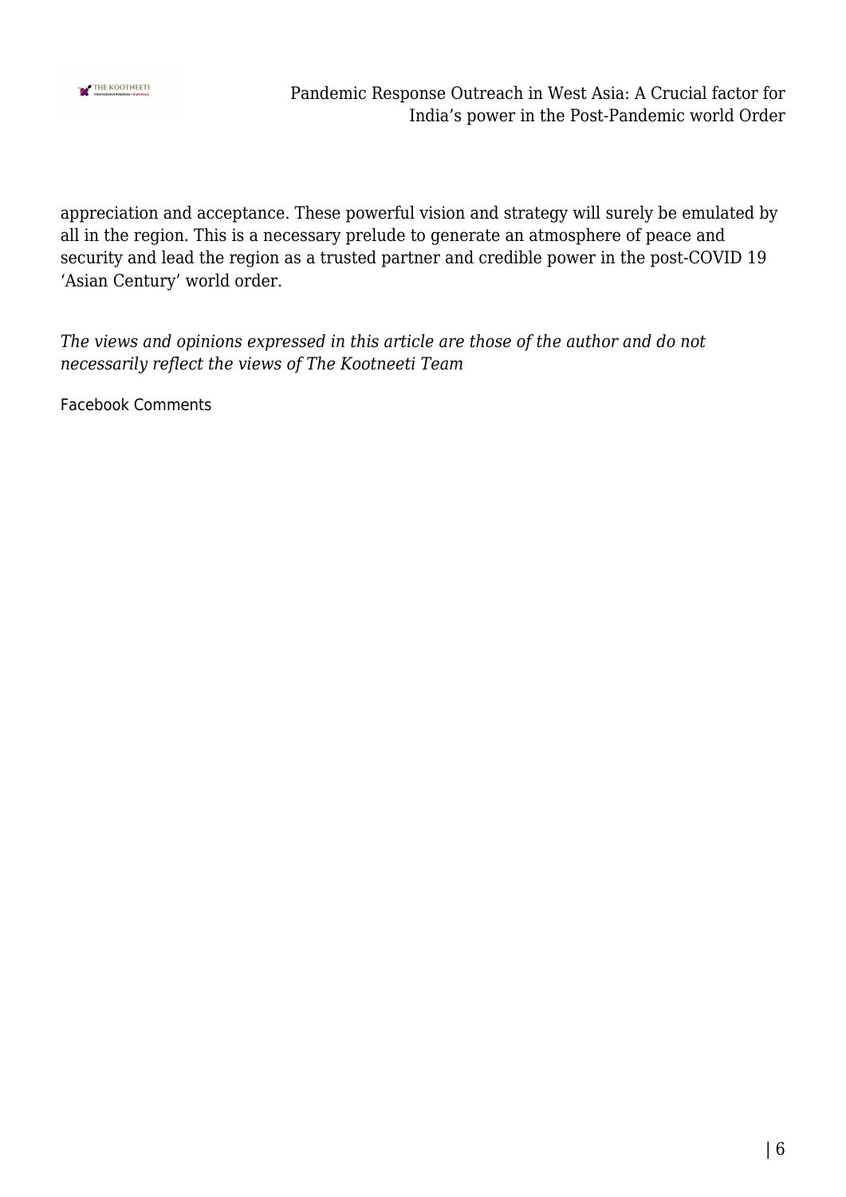appreciation and acceptance. These powerful vision and strategy will surely be emulated by all in the region. This is a necessary prelude to generate an atmosphere of peace and security and lead the region as a trusted partner and credible power in the post-COVID 19 'Asian Century' world order.

*The views and opinions expressed in this article are those of the author and do not necessarily reflect the views of The Kootneeti Team*

Facebook Comments